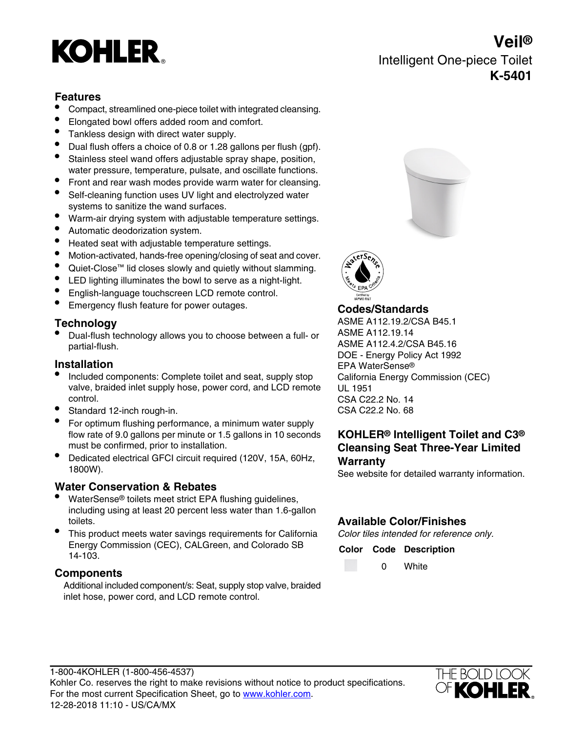# KOHLER

# Veil®

## Intelligent One-piece Toilet

## K-5401

### Features

- Compact, streamlined one-piece toilet with integrated cleansing.
- Elongated bowl offers added room and comfort.
- Tankless design with direct water supply.
- Dual flush offers a choice of 0.8 or 1.28 gallons per flush (gpf).
- Stainless steel wand offers adjustable spray shape, position, water pressure, temperature, pulsate, and oscillate functions.
- Front and rear wash modes provide warm water for cleansing.
- Self-cleaning function uses UV light and electrolyzed water systems to sanitize the wand surfaces.
- Warm-air drying system with adjustable temperature settings.
- Automatic deodorization system.
- Heated seat with adjustable temperature settings.
- Motion-activated, hands-free opening/closing of seat and cover.
- Quiet-Close™ lid closes slowly and quietly without slamming.
- LED lighting illuminates the bowl to serve as a night-light.
- English-language touchscreen LCD remote control.
- Emergency flush feature for power outages.

### Technology

- Dual-flush technology allows you to choose between a full- or partial-flush.

### Installation

- Included components: Complete toilet and seat, supply stop valve, braided inlet supply hose, power cord, and LCD remote control.
- Standard 12-inch rough-in.
- For optimum flushing performance, a minimum water supply flow rate of 9.0 gallons per minute or 1.5 gallons in 10 seconds must be confirmed, prior to installation.
- Dedicated electrical GFCI circuit required (120V, 15A, 60Hz, 1800W).

### Water Conservation & Rebates

- WaterSense® toilets meet strict EPA flushing guidelines, including using at least 20 percent less water than 1.6-gallon toilets.
- This product meets water savings requirements for California Energy Commission (CEC), CALGreen, and Colorado SB 14-103.

### Components

Additional included component/s: Seat, supply stop valve, braided inlet hose, power cord, and LCD remote control.

### Codes/Standards

ASME A112.19.2/CSA B45.1
ASME A112.19.14
ASME A112.4.2/CSA B45.16
DOE - Energy Policy Act 1992
EPA WaterSense®
California Energy Commission (CEC)
UL 1951
CSA C22.2 No. 14
CSA C22.2 No. 68

### KOHLER® Intelligent Toilet and C3® Cleansing Seat Three-Year Limited Warranty

See website for detailed warranty information.

### Available Color/Finishes

*Color tiles intended for reference only.*

| Color | Code | Description |
|---|---|---|
| | 0 | White |

1-800-4KOHLER (1-800-456-4537)
Kohler Co. reserves the right to make revisions without notice to product specifications.
For the most current Specification Sheet, go to www.kohler.com.
12-28-2018 11:10 - US/CA/MX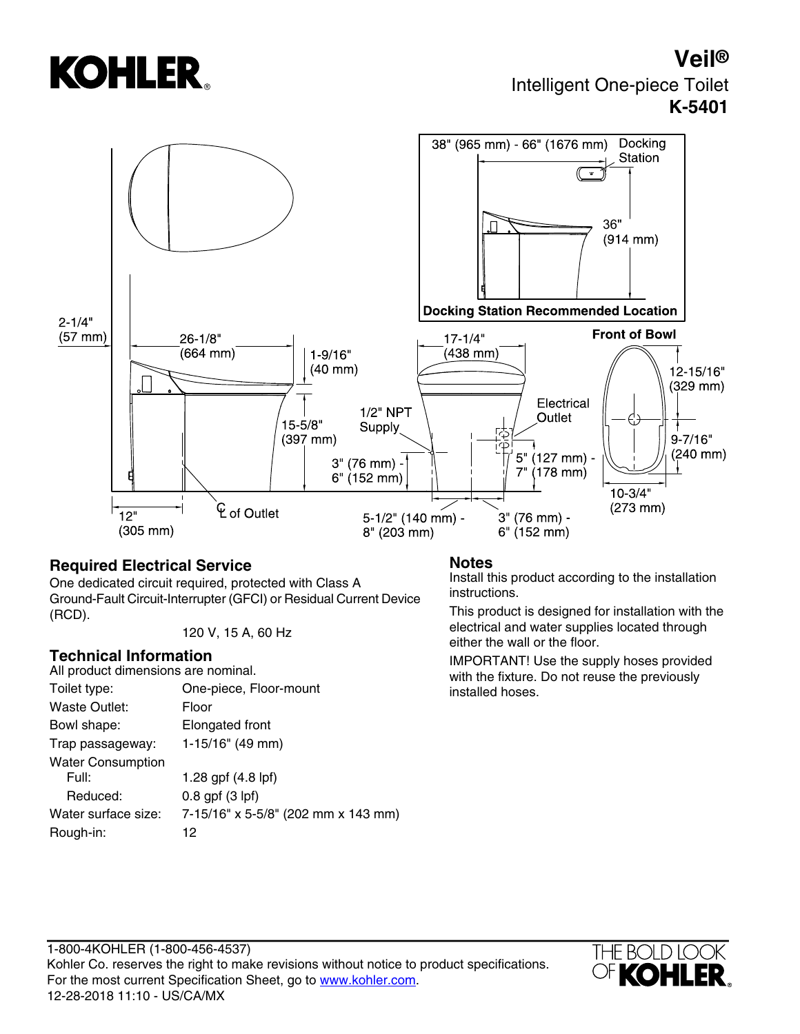# KOHLER

**Veil®**
Intelligent One-piece Toilet
**K-5401**

38" (965 mm) - 66" (1676 mm)
Docking Station
36" (914 mm)
**Docking Station Recommended Location**

2-1/4" (57 mm)
26-1/8" (664 mm)
1-9/16" (40 mm)
15-5/8" (397 mm)
12" (305 mm)
℄ of Outlet
17-1/4" (438 mm)
1/2" NPT Supply
3" (76 mm) - 6" (152 mm)
Electrical Outlet
5" (127 mm) - 7" (178 mm)
5-1/2" (140 mm) - 8" (203 mm)
3" (76 mm) - 6" (152 mm)
**Front of Bowl**
12-15/16" (329 mm)
9-7/16" (240 mm)
10-3/4" (273 mm)

## Required Electrical Service

One dedicated circuit required, protected with Class A Ground-Fault Circuit-Interrupter (GFCI) or Residual Current Device (RCD).

120 V, 15 A, 60 Hz

## Technical Information

All product dimensions are nominal.

| | |
|---|---|
| Toilet type: | One-piece, Floor-mount |
| Waste Outlet: | Floor |
| Bowl shape: | Elongated front |
| Trap passageway: | 1-15/16" (49 mm) |
| Water Consumption | |
| Full: | 1.28 gpf (4.8 lpf) |
| Reduced: | 0.8 gpf (3 lpf) |
| Water surface size: | 7-15/16" x 5-5/8" (202 mm x 143 mm) |
| Rough-in: | 12 |

## Notes

Install this product according to the installation instructions.

This product is designed for installation with the electrical and water supplies located through either the wall or the floor.

IMPORTANT! Use the supply hoses provided with the fixture. Do not reuse the previously installed hoses.

1-800-4KOHLER (1-800-456-4537)
Kohler Co. reserves the right to make revisions without notice to product specifications.
For the most current Specification Sheet, go to www.kohler.com.
12-28-2018 11:10 - US/CA/MX

THE BOLD LOOK OF KOHLER.